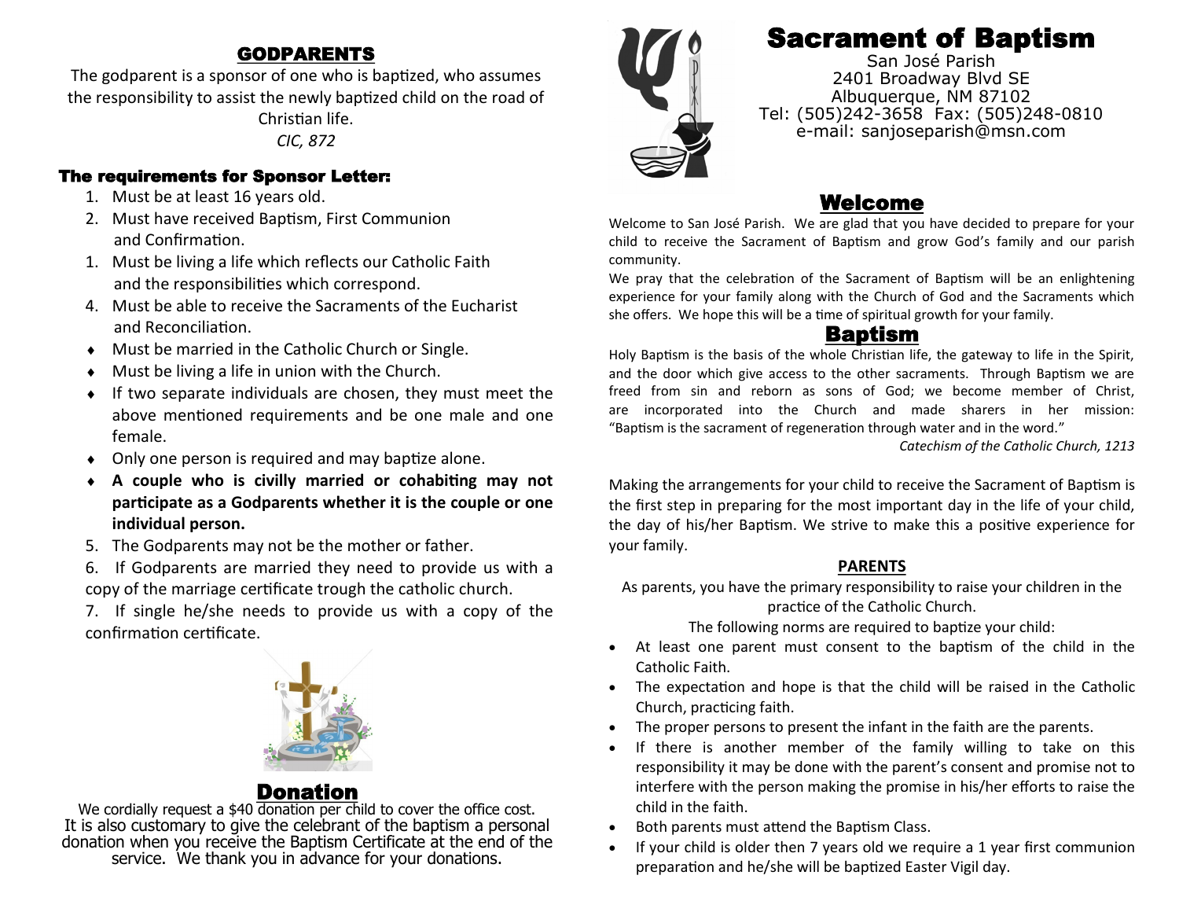# Sacrament of Baptism

San José Parish
2401 Broadway Blvd SE
Albuquerque, NM 87102
Tel: (505)242-3658 Fax: (505)248-0810
e-mail: sanjoseparish@msn.com

## Welcome

Welcome to San José Parish. We are glad that you have decided to prepare for your child to receive the Sacrament of Baptism and grow God's family and our parish community.

We pray that the celebration of the Sacrament of Baptism will be an enlightening experience for your family along with the Church of God and the Sacraments which she offers. We hope this will be a time of spiritual growth for your family.

## Baptism

Holy Baptism is the basis of the whole Christian life, the gateway to life in the Spirit, and the door which give access to the other sacraments. Through Baptism we are freed from sin and reborn as sons of God; we become member of Christ, are incorporated into the Church and made sharers in her mission: "Baptism is the sacrament of regeneration through water and in the word."

*Catechism of the Catholic Church, 1213*

Making the arrangements for your child to receive the Sacrament of Baptism is the first step in preparing for the most important day in the life of your child, the day of his/her Baptism. We strive to make this a positive experience for your family.

### PARENTS

As parents, you have the primary responsibility to raise your children in the practice of the Catholic Church.

The following norms are required to baptize your child:

- At least one parent must consent to the baptism of the child in the Catholic Faith.
- The expectation and hope is that the child will be raised in the Catholic Church, practicing faith.
- The proper persons to present the infant in the faith are the parents.
- If there is another member of the family willing to take on this responsibility it may be done with the parent's consent and promise not to interfere with the person making the promise in his/her efforts to raise the child in the faith.
- Both parents must attend the Baptism Class.
- If your child is older then 7 years old we require a 1 year first communion preparation and he/she will be baptized Easter Vigil day.

## GODPARENTS

The godparent is a sponsor of one who is baptized, who assumes the responsibility to assist the newly baptized child on the road of Christian life.

*CIC, 872*

### The requirements for Sponsor Letter:

1. Must be at least 16 years old.
2. Must have received Baptism, First Communion and Confirmation.
1. Must be living a life which reflects our Catholic Faith and the responsibilities which correspond.
4. Must be able to receive the Sacraments of the Eucharist and Reconciliation.

- Must be married in the Catholic Church or Single.
- Must be living a life in union with the Church.
- If two separate individuals are chosen, they must meet the above mentioned requirements and be one male and one female.
- Only one person is required and may baptize alone.
- **A couple who is civilly married or cohabiting may not participate as a Godparents whether it is the couple or one individual person.**

5. The Godparents may not be the mother or father.
6. If Godparents are married they need to provide us with a copy of the marriage certificate trough the catholic church.
7. If single he/she needs to provide us with a copy of the confirmation certificate.

## Donation

We cordially request a $40 donation per child to cover the office cost. It is also customary to give the celebrant of the baptism a personal donation when you receive the Baptism Certificate at the end of the service. We thank you in advance for your donations.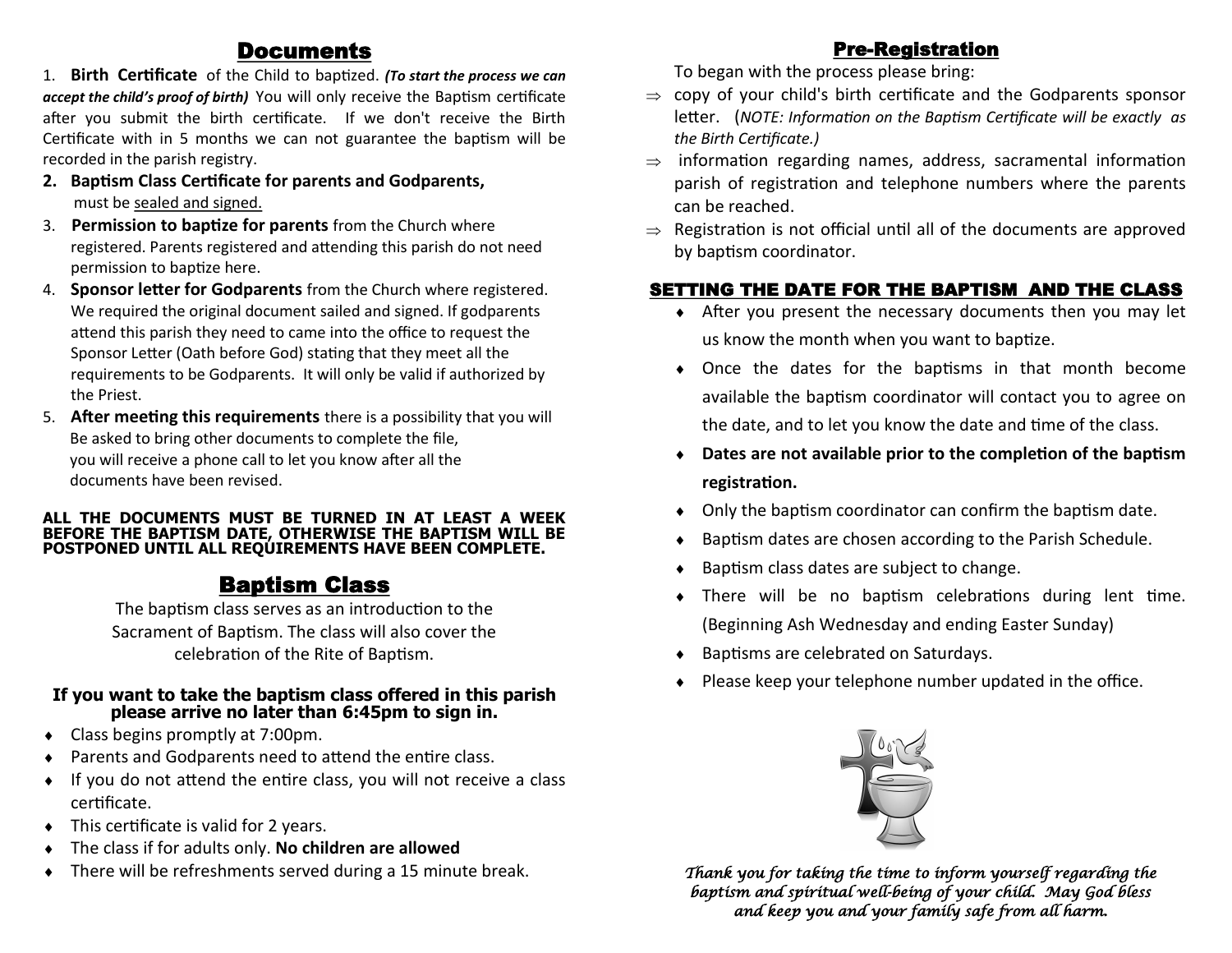## Documents

1. **Birth Certificate** of the Child to baptized. ***(To start the process we can accept the child's proof of birth)*** You will only receive the Baptism certificate after you submit the birth certificate. If we don't receive the Birth Certificate with in 5 months we can not guarantee the baptism will be recorded in the parish registry.
2. **Baptism Class Certificate for parents and Godparents,** must be sealed and signed.
3. **Permission to baptize for parents** from the Church where registered. Parents registered and attending this parish do not need permission to baptize here.
4. **Sponsor letter for Godparents** from the Church where registered. We required the original document sailed and signed. If godparents attend this parish they need to came into the office to request the Sponsor Letter (Oath before God) stating that they meet all the requirements to be Godparents. It will only be valid if authorized by the Priest.
5. **After meeting this requirements** there is a possibility that you will Be asked to bring other documents to complete the file, you will receive a phone call to let you know after all the documents have been revised.

**ALL THE DOCUMENTS MUST BE TURNED IN AT LEAST A WEEK BEFORE THE BAPTISM DATE, OTHERWISE THE BAPTISM WILL BE POSTPONED UNTIL ALL REQUIREMENTS HAVE BEEN COMPLETE.**

## Baptism Class

The baptism class serves as an introduction to the Sacrament of Baptism. The class will also cover the celebration of the Rite of Baptism.

**If you want to take the baptism class offered in this parish please arrive no later than 6:45pm to sign in.**

- Class begins promptly at 7:00pm.
- Parents and Godparents need to attend the entire class.
- If you do not attend the entire class, you will not receive a class certificate.
- This certificate is valid for 2 years.
- The class if for adults only. **No children are allowed**
- There will be refreshments served during a 15 minute break.

## Pre-Registration

To began with the process please bring:

- ⇒ copy of your child's birth certificate and the Godparents sponsor letter. (*NOTE: Information on the Baptism Certificate will be exactly as the Birth Certificate.)*
- ⇒ information regarding names, address, sacramental information parish of registration and telephone numbers where the parents can be reached.
- ⇒ Registration is not official until all of the documents are approved by baptism coordinator.

## SETTING THE DATE FOR THE BAPTISM AND THE CLASS

- After you present the necessary documents then you may let us know the month when you want to baptize.
- Once the dates for the baptisms in that month become available the baptism coordinator will contact you to agree on the date, and to let you know the date and time of the class.
- **Dates are not available prior to the completion of the baptism registration.**
- Only the baptism coordinator can confirm the baptism date.
- Baptism dates are chosen according to the Parish Schedule.
- Baptism class dates are subject to change.
- There will be no baptism celebrations during lent time. (Beginning Ash Wednesday and ending Easter Sunday)
- Baptisms are celebrated on Saturdays.
- Please keep your telephone number updated in the office.

*Thank you for taking the time to inform yourself regarding the baptism and spiritual well-being of your child. May God bless and keep you and your family safe from all harm.*